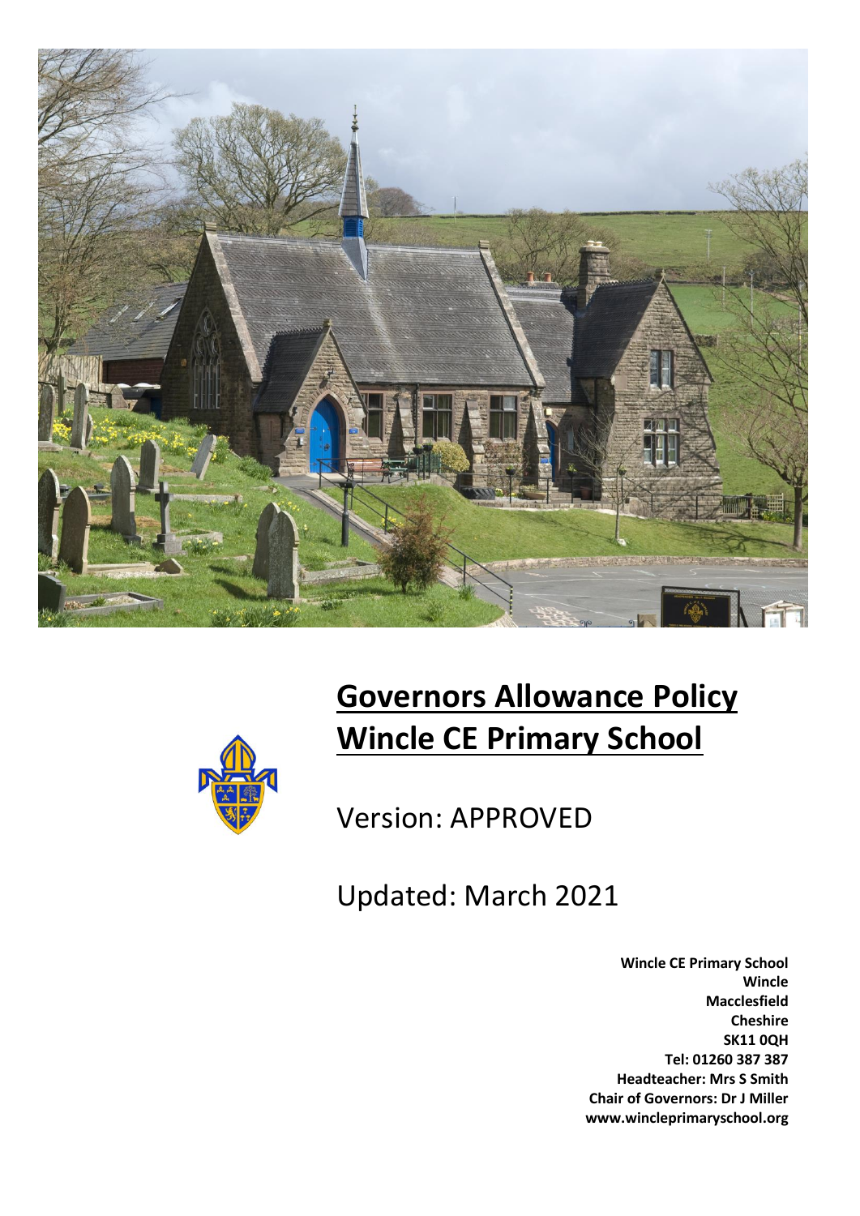# Governors Allowance Policy Wincle CE Primary School

Version: APPROVED

Updated: March 2021

**Wincle CE Primary School**
**Wincle**
**Macclesfield**
**Cheshire**
**SK11 0QH**
**Tel: 01260 387 387**
**Headteacher: Mrs S Smith**
**Chair of Governors: Dr J Miller**
**www.wincleprimaryschool.org**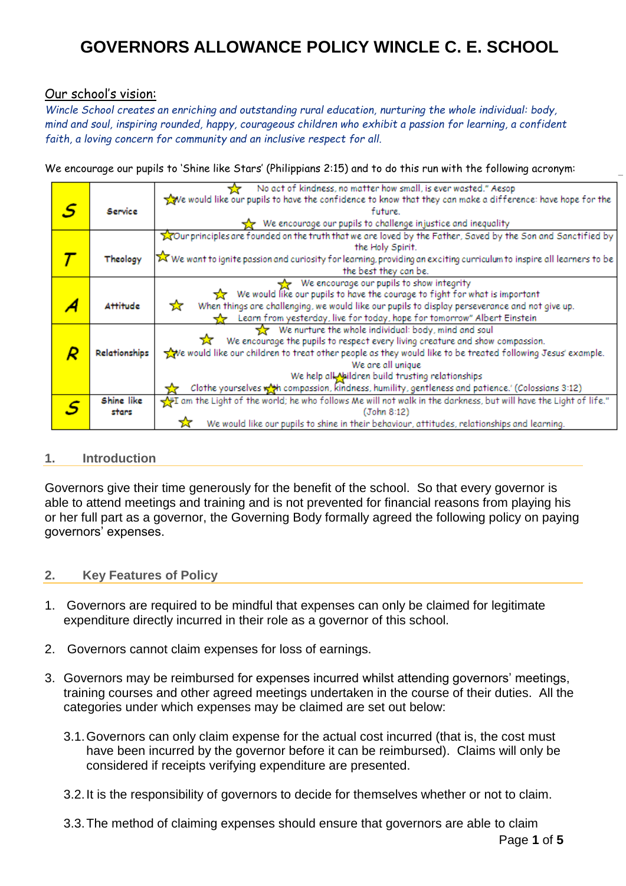# GOVERNORS ALLOWANCE POLICY WINCLE C. E. SCHOOL

Our school's vision:

*Wincle School creates an enriching and outstanding rural education, nurturing the whole individual: body, mind and soul, inspiring rounded, happy, courageous children who exhibit a passion for learning, a confident faith, a loving concern for community and an inclusive respect for all.*

We encourage our pupils to 'Shine like Stars' (Philippians 2:15) and to do this run with the following acronym:

| | | |
|---|---|---|
| **S** | Service | ☆ No act of kindness, no matter how small, is ever wasted." Aesop<br>☆ We would like our pupils to have the confidence to know that they can make a difference: have hope for the future.<br>☆ We encourage our pupils to challenge injustice and inequality |
| **T** | Theology | ☆ Our principles are founded on the truth that we are loved by the Father, Saved by the Son and Sanctified by the Holy Spirit.<br>☆ We want to ignite passion and curiosity for learning, providing an exciting curriculum to inspire all learners to be the best they can be. |
| **A** | Attitude | ☆ We encourage our pupils to show integrity<br>☆ We would like our pupils to have the courage to fight for what is important<br>☆ When things are challenging, we would like our pupils to display perseverance and not give up.<br>☆ Learn from yesterday, live for today, hope for tomorrow" Albert Einstein |
| **R** | Relationships | ☆ We nurture the whole individual: body, mind and soul<br>☆ We encourage the pupils to respect every living creature and show compassion.<br>☆ We would like our children to treat other people as they would like to be treated following Jesus' example.<br>We are all unique<br>☆ We help all children build trusting relationships<br>☆ Clothe yourselves with compassion, kindness, humility, gentleness and patience.' (Colossians 3:12) |
| **S** | Shine like stars | ☆ "I am the Light of the world; he who follows Me will not walk in the darkness, but will have the Light of life." (John 8:12)<br>☆ We would like our pupils to shine in their behaviour, attitudes, relationships and learning. |

## 1. Introduction

Governors give their time generously for the benefit of the school. So that every governor is able to attend meetings and training and is not prevented for financial reasons from playing his or her full part as a governor, the Governing Body formally agreed the following policy on paying governors' expenses.

## 2. Key Features of Policy

1. Governors are required to be mindful that expenses can only be claimed for legitimate expenditure directly incurred in their role as a governor of this school.

2. Governors cannot claim expenses for loss of earnings.

3. Governors may be reimbursed for expenses incurred whilst attending governors' meetings, training courses and other agreed meetings undertaken in the course of their duties. All the categories under which expenses may be claimed are set out below:

   3.1. Governors can only claim expense for the actual cost incurred (that is, the cost must have been incurred by the governor before it can be reimbursed). Claims will only be considered if receipts verifying expenditure are presented.

   3.2. It is the responsibility of governors to decide for themselves whether or not to claim.

   3.3. The method of claiming expenses should ensure that governors are able to claim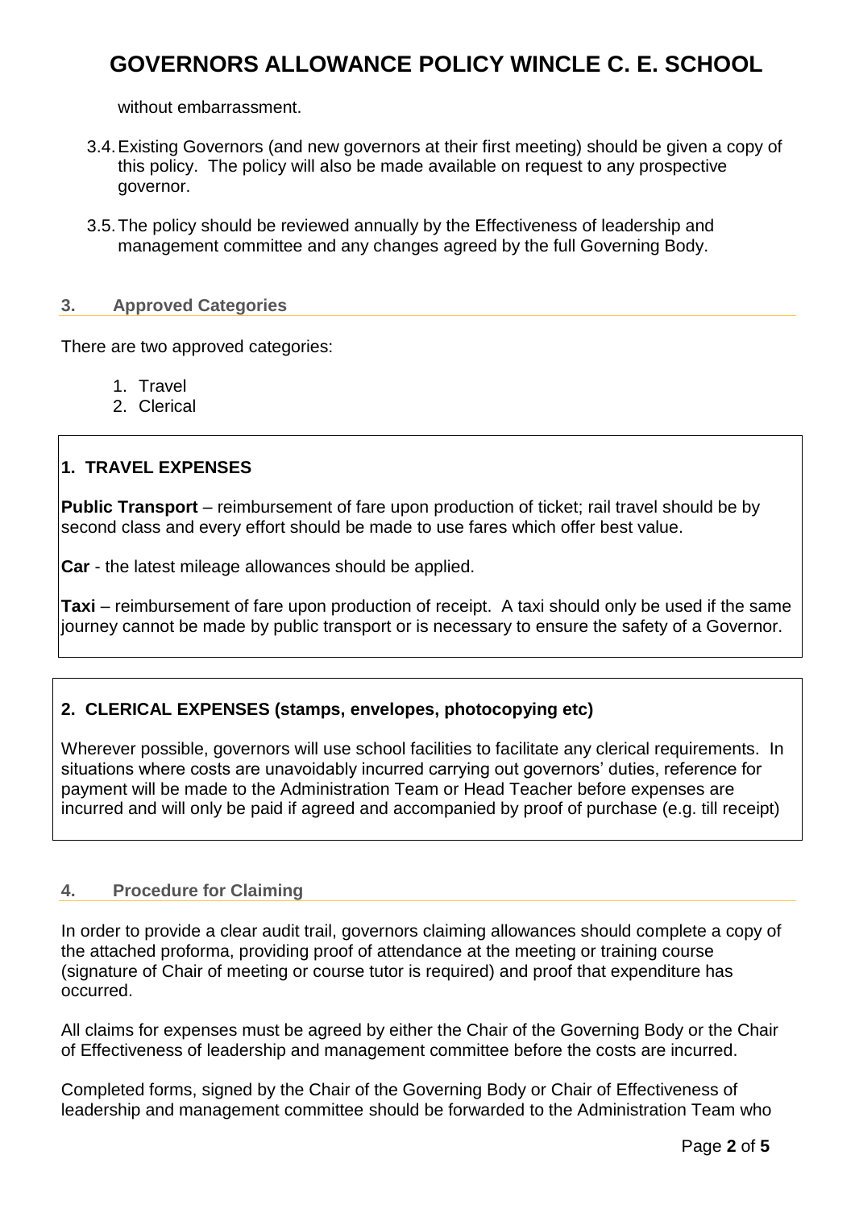without embarrassment.

3.4. Existing Governors (and new governors at their first meeting) should be given a copy of this policy. The policy will also be made available on request to any prospective governor.

3.5. The policy should be reviewed annually by the Effectiveness of leadership and management committee and any changes agreed by the full Governing Body.

## 3. Approved Categories

There are two approved categories:

1. Travel
2. Clerical

### 1. TRAVEL EXPENSES

**Public Transport** – reimbursement of fare upon production of ticket; rail travel should be by second class and every effort should be made to use fares which offer best value.

**Car** - the latest mileage allowances should be applied.

**Taxi** – reimbursement of fare upon production of receipt. A taxi should only be used if the same journey cannot be made by public transport or is necessary to ensure the safety of a Governor.

### 2. CLERICAL EXPENSES (stamps, envelopes, photocopying etc)

Wherever possible, governors will use school facilities to facilitate any clerical requirements. In situations where costs are unavoidably incurred carrying out governors' duties, reference for payment will be made to the Administration Team or Head Teacher before expenses are incurred and will only be paid if agreed and accompanied by proof of purchase (e.g. till receipt)

## 4. Procedure for Claiming

In order to provide a clear audit trail, governors claiming allowances should complete a copy of the attached proforma, providing proof of attendance at the meeting or training course (signature of Chair of meeting or course tutor is required) and proof that expenditure has occurred.

All claims for expenses must be agreed by either the Chair of the Governing Body or the Chair of Effectiveness of leadership and management committee before the costs are incurred.

Completed forms, signed by the Chair of the Governing Body or Chair of Effectiveness of leadership and management committee should be forwarded to the Administration Team who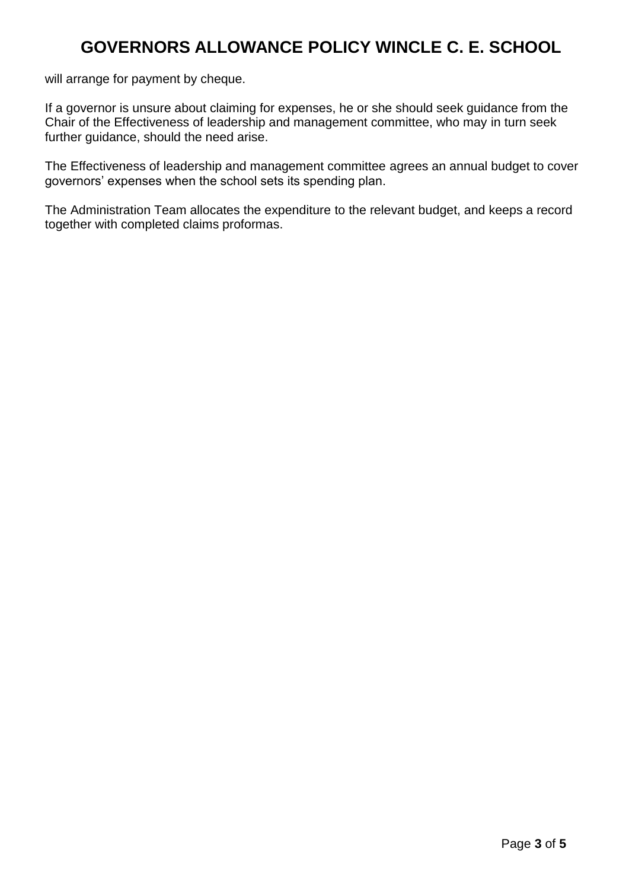will arrange for payment by cheque.

If a governor is unsure about claiming for expenses, he or she should seek guidance from the Chair of the Effectiveness of leadership and management committee, who may in turn seek further guidance, should the need arise.

The Effectiveness of leadership and management committee agrees an annual budget to cover governors' expenses when the school sets its spending plan.

The Administration Team allocates the expenditure to the relevant budget, and keeps a record together with completed claims proformas.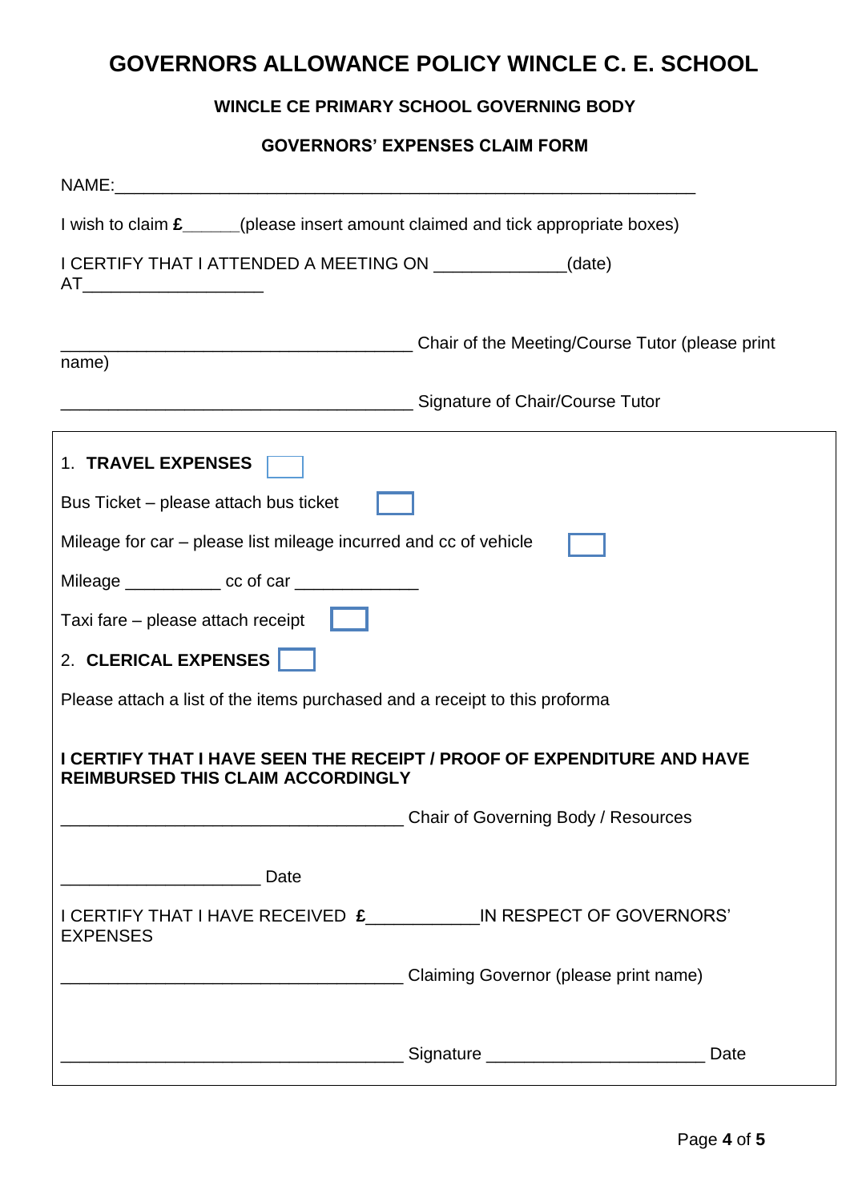# GOVERNORS ALLOWANCE POLICY WINCLE C. E. SCHOOL

### WINCLE CE PRIMARY SCHOOL GOVERNING BODY

### GOVERNORS' EXPENSES CLAIM FORM

NAME:_______________________________________________________________

I wish to claim **£**______(please insert amount claimed and tick appropriate boxes)

I CERTIFY THAT I ATTENDED A MEETING ON ______________(date)
AT___________________

______________________________________ Chair of the Meeting/Course Tutor (please print name)

______________________________________ Signature of Chair/Course Tutor

1. **TRAVEL EXPENSES** ☐

Bus Ticket – please attach bus ticket ☐

Mileage for car – please list mileage incurred and cc of vehicle ☐

Mileage __________ cc of car _____________

Taxi fare – please attach receipt ☐

2. **CLERICAL EXPENSES** ☐

Please attach a list of the items purchased and a receipt to this proforma

**I CERTIFY THAT I HAVE SEEN THE RECEIPT / PROOF OF EXPENDITURE AND HAVE REIMBURSED THIS CLAIM ACCORDINGLY**

_____________________________________ Chair of Governing Body / Resources

_____________________ Date

I CERTIFY THAT I HAVE RECEIVED **£**____________IN RESPECT OF GOVERNORS' EXPENSES

_____________________________________ Claiming Governor (please print name)

_____________________________________ Signature _______________________ Date